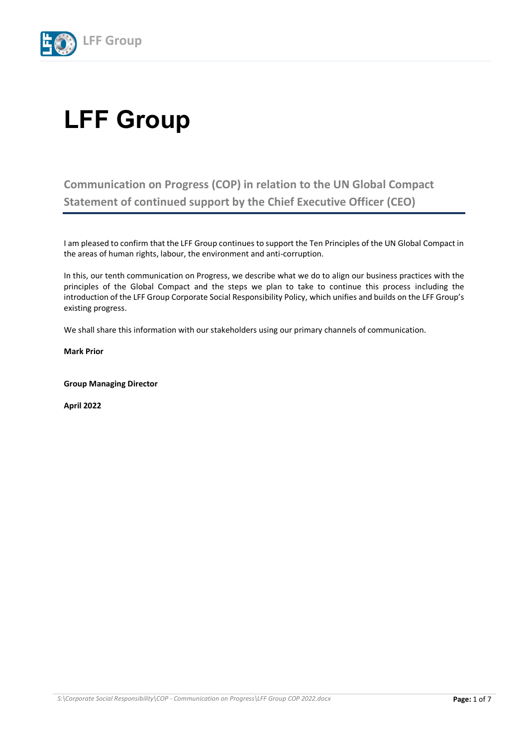# LFF Group

## Communication on Progress (COP) in relation to the UN Global Compact Statement of continued support by the Chief Executive Officer (CEO)

I am pleased to confirm that the LFF Group continues to support the Ten Principles of the UN Global Compact in the areas of human rights, labour, the environment and anti-corruption.

In this, our tenth communication on Progress, we describe what we do to align our business practices with the principles of the Global Compact and the steps we plan to take to continue this process including the introduction of the LFF Group Corporate Social Responsibility Policy, which unifies and builds on the LFF Group's existing progress.

We shall share this information with our stakeholders using our primary channels of communication.

**Mark Prior**

**Group Managing Director**

**April 2022**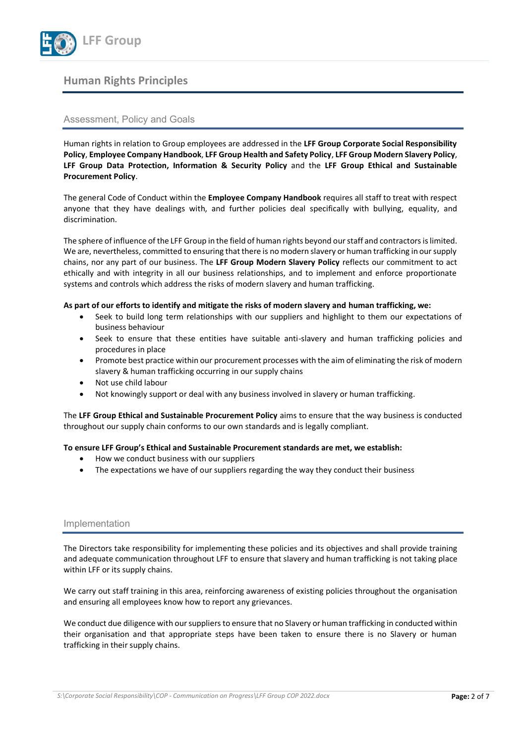# Human Rights Principles

## Assessment, Policy and Goals

Human rights in relation to Group employees are addressed in the **LFF Group Corporate Social Responsibility Policy**, **Employee Company Handbook**, **LFF Group Health and Safety Policy**, **LFF Group Modern Slavery Policy**, **LFF Group Data Protection, Information & Security Policy** and the **LFF Group Ethical and Sustainable Procurement Policy**.

The general Code of Conduct within the **Employee Company Handbook** requires all staff to treat with respect anyone that they have dealings with, and further policies deal specifically with bullying, equality, and discrimination.

The sphere of influence of the LFF Group in the field of human rights beyond our staff and contractors is limited. We are, nevertheless, committed to ensuring that there is no modern slavery or human trafficking in our supply chains, nor any part of our business. The **LFF Group Modern Slavery Policy** reflects our commitment to act ethically and with integrity in all our business relationships, and to implement and enforce proportionate systems and controls which address the risks of modern slavery and human trafficking.

**As part of our efforts to identify and mitigate the risks of modern slavery and human trafficking, we:**

- Seek to build long term relationships with our suppliers and highlight to them our expectations of business behaviour
- Seek to ensure that these entities have suitable anti-slavery and human trafficking policies and procedures in place
- Promote best practice within our procurement processes with the aim of eliminating the risk of modern slavery & human trafficking occurring in our supply chains
- Not use child labour
- Not knowingly support or deal with any business involved in slavery or human trafficking.

The **LFF Group Ethical and Sustainable Procurement Policy** aims to ensure that the way business is conducted throughout our supply chain conforms to our own standards and is legally compliant.

**To ensure LFF Group's Ethical and Sustainable Procurement standards are met, we establish:**

- How we conduct business with our suppliers
- The expectations we have of our suppliers regarding the way they conduct their business

## Implementation

The Directors take responsibility for implementing these policies and its objectives and shall provide training and adequate communication throughout LFF to ensure that slavery and human trafficking is not taking place within LFF or its supply chains.

We carry out staff training in this area, reinforcing awareness of existing policies throughout the organisation and ensuring all employees know how to report any grievances.

We conduct due diligence with our suppliers to ensure that no Slavery or human trafficking in conducted within their organisation and that appropriate steps have been taken to ensure there is no Slavery or human trafficking in their supply chains.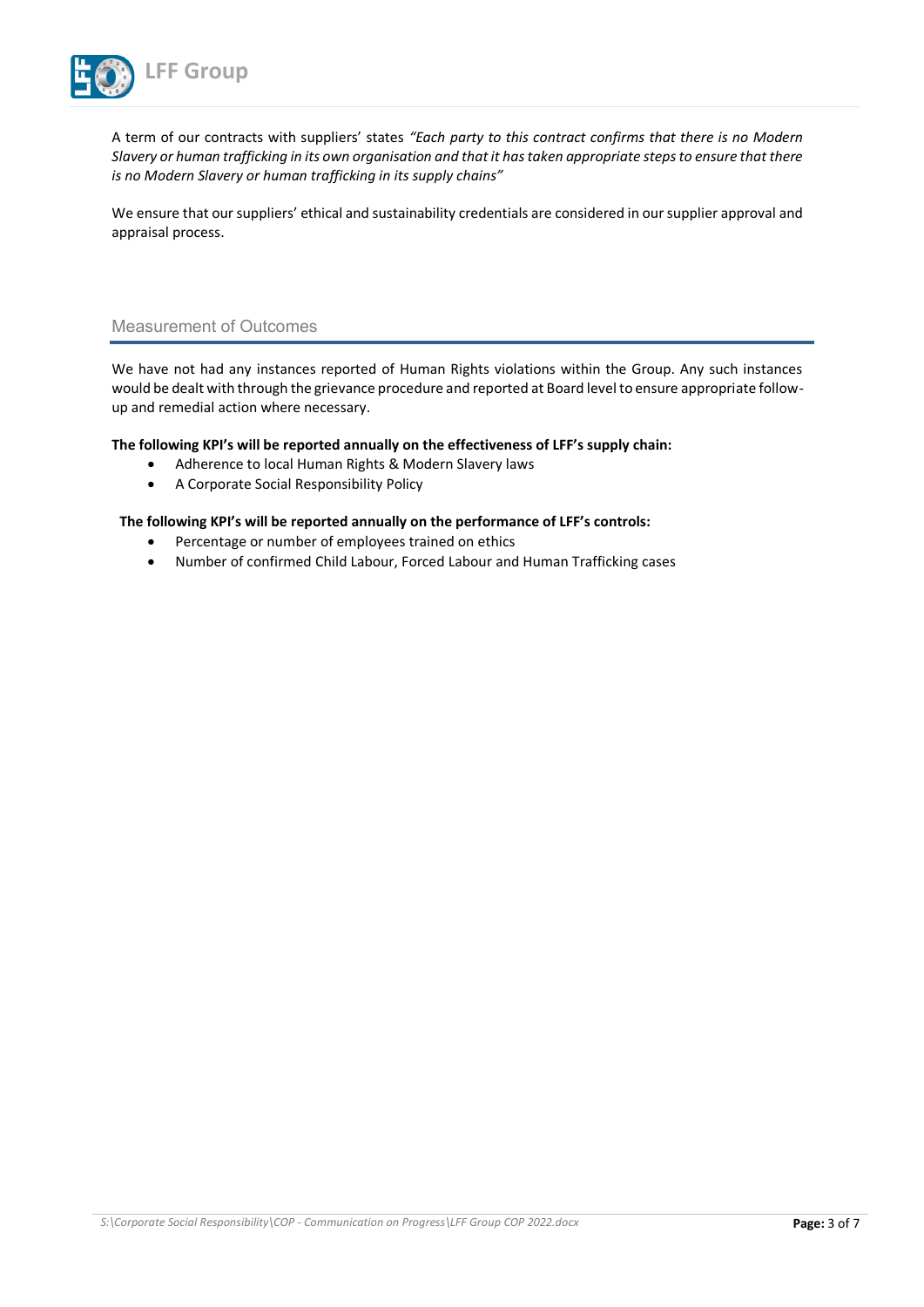A term of our contracts with suppliers' states *"Each party to this contract confirms that there is no Modern Slavery or human trafficking in its own organisation and that it has taken appropriate steps to ensure that there is no Modern Slavery or human trafficking in its supply chains"*

We ensure that our suppliers' ethical and sustainability credentials are considered in our supplier approval and appraisal process.

## Measurement of Outcomes

We have not had any instances reported of Human Rights violations within the Group. Any such instances would be dealt with through the grievance procedure and reported at Board level to ensure appropriate follow-up and remedial action where necessary.

**The following KPI's will be reported annually on the effectiveness of LFF's supply chain:**

- Adherence to local Human Rights & Modern Slavery laws
- A Corporate Social Responsibility Policy

**The following KPI's will be reported annually on the performance of LFF's controls:**

- Percentage or number of employees trained on ethics
- Number of confirmed Child Labour, Forced Labour and Human Trafficking cases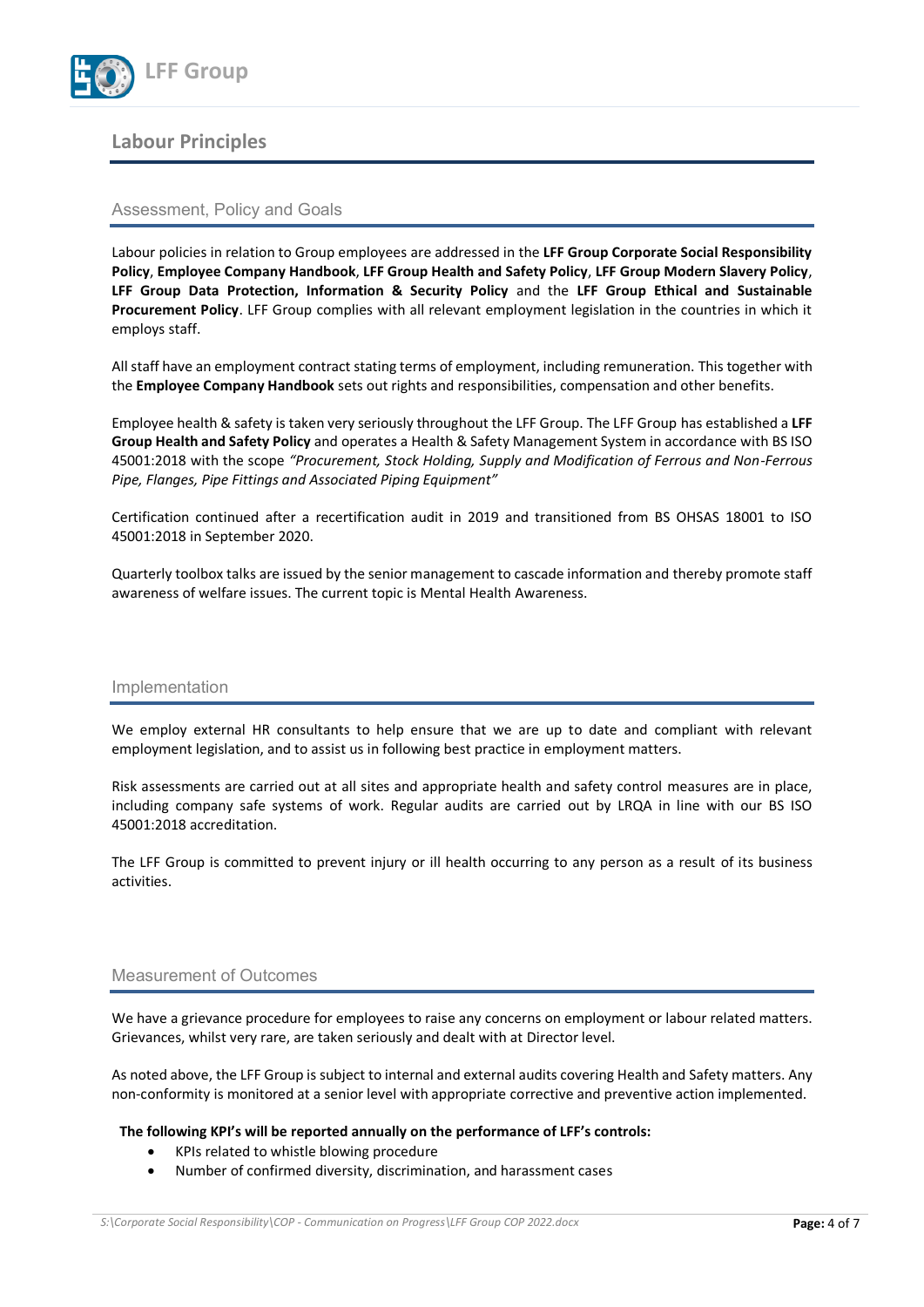# Labour Principles

## Assessment, Policy and Goals

Labour policies in relation to Group employees are addressed in the **LFF Group Corporate Social Responsibility Policy**, **Employee Company Handbook**, **LFF Group Health and Safety Policy**, **LFF Group Modern Slavery Policy**, **LFF Group Data Protection, Information & Security Policy** and the **LFF Group Ethical and Sustainable Procurement Policy**. LFF Group complies with all relevant employment legislation in the countries in which it employs staff.

All staff have an employment contract stating terms of employment, including remuneration. This together with the **Employee Company Handbook** sets out rights and responsibilities, compensation and other benefits.

Employee health & safety is taken very seriously throughout the LFF Group. The LFF Group has established a **LFF Group Health and Safety Policy** and operates a Health & Safety Management System in accordance with BS ISO 45001:2018 with the scope *"Procurement, Stock Holding, Supply and Modification of Ferrous and Non-Ferrous Pipe, Flanges, Pipe Fittings and Associated Piping Equipment"*

Certification continued after a recertification audit in 2019 and transitioned from BS OHSAS 18001 to ISO 45001:2018 in September 2020.

Quarterly toolbox talks are issued by the senior management to cascade information and thereby promote staff awareness of welfare issues. The current topic is Mental Health Awareness.

## Implementation

We employ external HR consultants to help ensure that we are up to date and compliant with relevant employment legislation, and to assist us in following best practice in employment matters.

Risk assessments are carried out at all sites and appropriate health and safety control measures are in place, including company safe systems of work. Regular audits are carried out by LRQA in line with our BS ISO 45001:2018 accreditation.

The LFF Group is committed to prevent injury or ill health occurring to any person as a result of its business activities.

## Measurement of Outcomes

We have a grievance procedure for employees to raise any concerns on employment or labour related matters. Grievances, whilst very rare, are taken seriously and dealt with at Director level.

As noted above, the LFF Group is subject to internal and external audits covering Health and Safety matters. Any non-conformity is monitored at a senior level with appropriate corrective and preventive action implemented.

**The following KPI's will be reported annually on the performance of LFF's controls:**

- KPIs related to whistle blowing procedure
- Number of confirmed diversity, discrimination, and harassment cases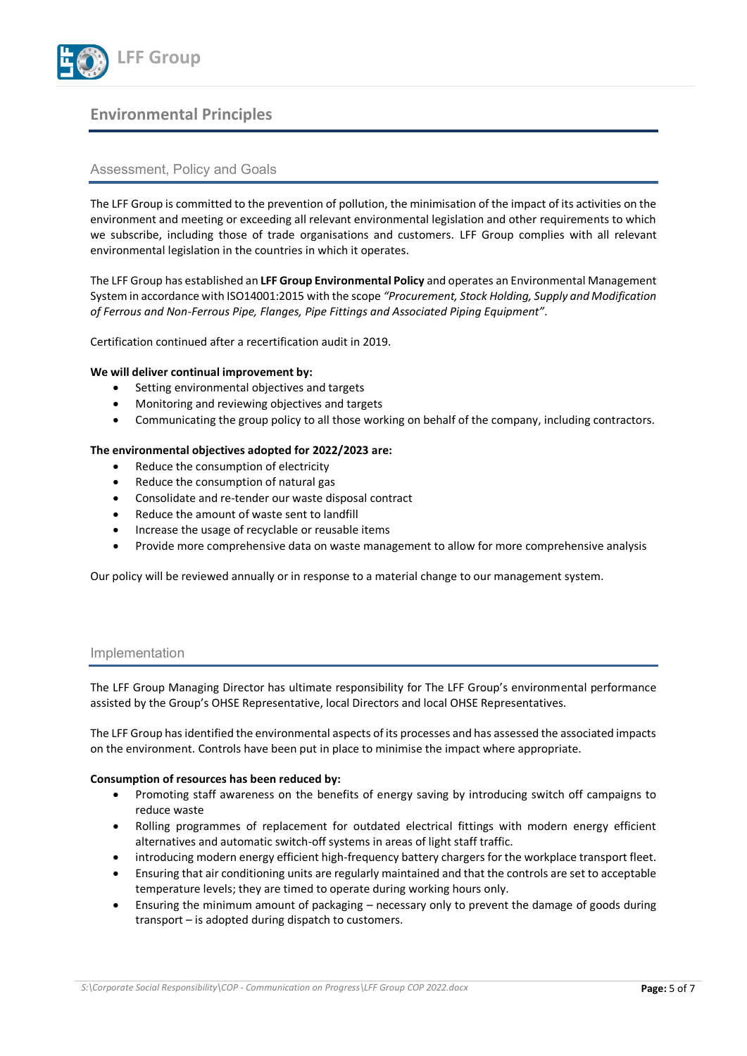## Environmental Principles

### Assessment, Policy and Goals

The LFF Group is committed to the prevention of pollution, the minimisation of the impact of its activities on the environment and meeting or exceeding all relevant environmental legislation and other requirements to which we subscribe, including those of trade organisations and customers. LFF Group complies with all relevant environmental legislation in the countries in which it operates.

The LFF Group has established an **LFF Group Environmental Policy** and operates an Environmental Management System in accordance with ISO14001:2015 with the scope *"Procurement, Stock Holding, Supply and Modification of Ferrous and Non-Ferrous Pipe, Flanges, Pipe Fittings and Associated Piping Equipment"*.

Certification continued after a recertification audit in 2019.

**We will deliver continual improvement by:**

- Setting environmental objectives and targets
- Monitoring and reviewing objectives and targets
- Communicating the group policy to all those working on behalf of the company, including contractors.

**The environmental objectives adopted for 2022/2023 are:**

- Reduce the consumption of electricity
- Reduce the consumption of natural gas
- Consolidate and re-tender our waste disposal contract
- Reduce the amount of waste sent to landfill
- Increase the usage of recyclable or reusable items
- Provide more comprehensive data on waste management to allow for more comprehensive analysis

Our policy will be reviewed annually or in response to a material change to our management system.

### Implementation

The LFF Group Managing Director has ultimate responsibility for The LFF Group's environmental performance assisted by the Group's OHSE Representative, local Directors and local OHSE Representatives.

The LFF Group has identified the environmental aspects of its processes and has assessed the associated impacts on the environment. Controls have been put in place to minimise the impact where appropriate.

**Consumption of resources has been reduced by:**

- Promoting staff awareness on the benefits of energy saving by introducing switch off campaigns to reduce waste
- Rolling programmes of replacement for outdated electrical fittings with modern energy efficient alternatives and automatic switch-off systems in areas of light staff traffic.
- introducing modern energy efficient high-frequency battery chargers for the workplace transport fleet.
- Ensuring that air conditioning units are regularly maintained and that the controls are set to acceptable temperature levels; they are timed to operate during working hours only.
- Ensuring the minimum amount of packaging – necessary only to prevent the damage of goods during transport – is adopted during dispatch to customers.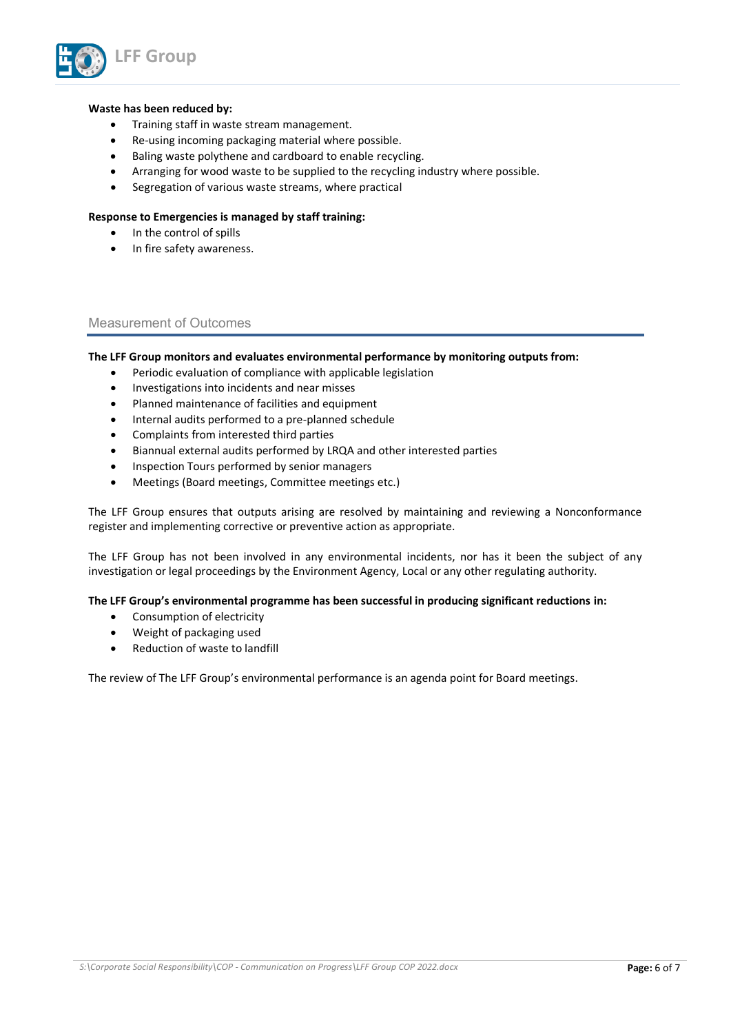**Waste has been reduced by:**

- Training staff in waste stream management.
- Re-using incoming packaging material where possible.
- Baling waste polythene and cardboard to enable recycling.
- Arranging for wood waste to be supplied to the recycling industry where possible.
- Segregation of various waste streams, where practical

**Response to Emergencies is managed by staff training:**

- In the control of spills
- In fire safety awareness.

## Measurement of Outcomes

**The LFF Group monitors and evaluates environmental performance by monitoring outputs from:**

- Periodic evaluation of compliance with applicable legislation
- Investigations into incidents and near misses
- Planned maintenance of facilities and equipment
- Internal audits performed to a pre-planned schedule
- Complaints from interested third parties
- Biannual external audits performed by LRQA and other interested parties
- Inspection Tours performed by senior managers
- Meetings (Board meetings, Committee meetings etc.)

The LFF Group ensures that outputs arising are resolved by maintaining and reviewing a Nonconformance register and implementing corrective or preventive action as appropriate.

The LFF Group has not been involved in any environmental incidents, nor has it been the subject of any investigation or legal proceedings by the Environment Agency, Local or any other regulating authority.

**The LFF Group's environmental programme has been successful in producing significant reductions in:**

- Consumption of electricity
- Weight of packaging used
- Reduction of waste to landfill

The review of The LFF Group's environmental performance is an agenda point for Board meetings.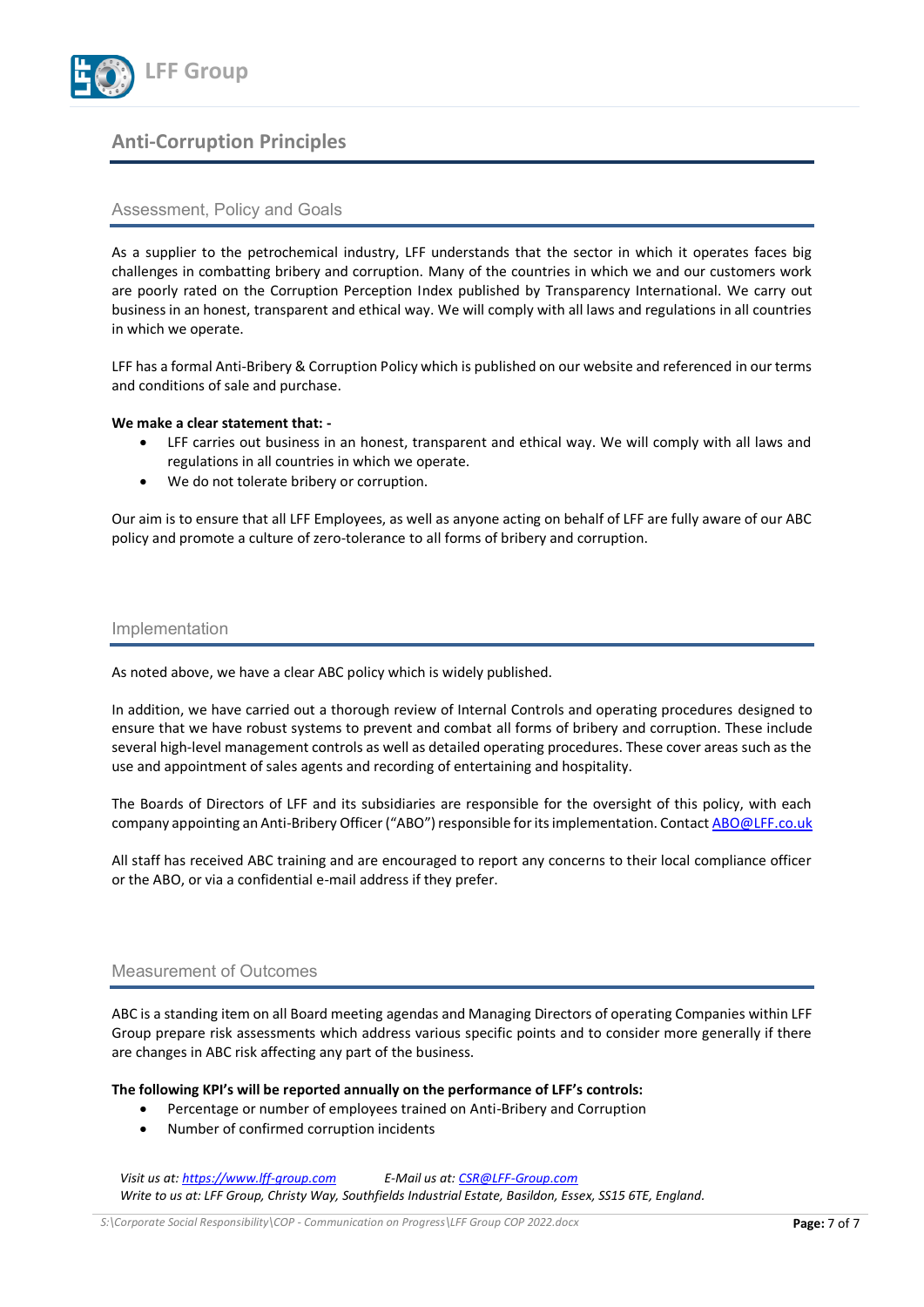## Anti-Corruption Principles

### Assessment, Policy and Goals

As a supplier to the petrochemical industry, LFF understands that the sector in which it operates faces big challenges in combatting bribery and corruption. Many of the countries in which we and our customers work are poorly rated on the Corruption Perception Index published by Transparency International. We carry out business in an honest, transparent and ethical way. We will comply with all laws and regulations in all countries in which we operate.

LFF has a formal Anti-Bribery & Corruption Policy which is published on our website and referenced in our terms and conditions of sale and purchase.

**We make a clear statement that: -**

- LFF carries out business in an honest, transparent and ethical way. We will comply with all laws and regulations in all countries in which we operate.
- We do not tolerate bribery or corruption.

Our aim is to ensure that all LFF Employees, as well as anyone acting on behalf of LFF are fully aware of our ABC policy and promote a culture of zero-tolerance to all forms of bribery and corruption.

### Implementation

As noted above, we have a clear ABC policy which is widely published.

In addition, we have carried out a thorough review of Internal Controls and operating procedures designed to ensure that we have robust systems to prevent and combat all forms of bribery and corruption. These include several high-level management controls as well as detailed operating procedures. These cover areas such as the use and appointment of sales agents and recording of entertaining and hospitality.

The Boards of Directors of LFF and its subsidiaries are responsible for the oversight of this policy, with each company appointing an Anti-Bribery Officer ("ABO") responsible for its implementation. Contact ABO@LFF.co.uk

All staff has received ABC training and are encouraged to report any concerns to their local compliance officer or the ABO, or via a confidential e-mail address if they prefer.

### Measurement of Outcomes

ABC is a standing item on all Board meeting agendas and Managing Directors of operating Companies within LFF Group prepare risk assessments which address various specific points and to consider more generally if there are changes in ABC risk affecting any part of the business.

**The following KPI's will be reported annually on the performance of LFF's controls:**

- Percentage or number of employees trained on Anti-Bribery and Corruption
- Number of confirmed corruption incidents

*Visit us at: https://www.lff-group.com* *E-Mail us at: CSR@LFF-Group.com*
*Write to us at: LFF Group, Christy Way, Southfields Industrial Estate, Basildon, Essex, SS15 6TE, England.*